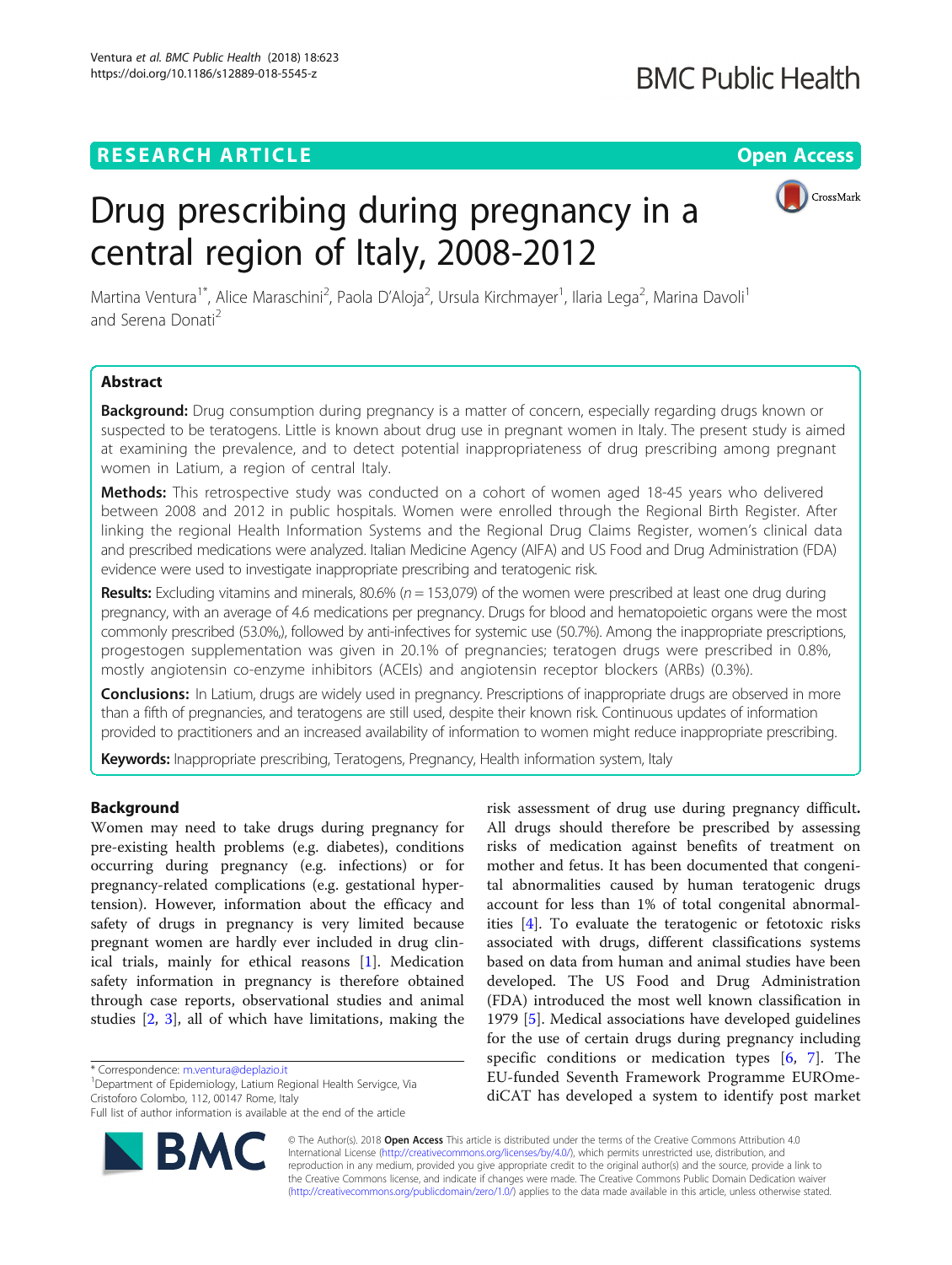RESEARCH ARTICLE

Open Access

# Drug prescribing during pregnancy in a central region of Italy, 2008-2012

Martina Ventura[1*], Alice Maraschini[2], Paola D'Aloja[2], Ursula Kirchmayer[1], Ilaria Lega[2], Marina Davoli[1] and Serena Donati[2]

## Abstract

**Background:** Drug consumption during pregnancy is a matter of concern, especially regarding drugs known or suspected to be teratogens. Little is known about drug use in pregnant women in Italy. The present study is aimed at examining the prevalence, and to detect potential inappropriateness of drug prescribing among pregnant women in Latium, a region of central Italy.

**Methods:** This retrospective study was conducted on a cohort of women aged 18-45 years who delivered between 2008 and 2012 in public hospitals. Women were enrolled through the Regional Birth Register. After linking the regional Health Information Systems and the Regional Drug Claims Register, women's clinical data and prescribed medications were analyzed. Italian Medicine Agency (AIFA) and US Food and Drug Administration (FDA) evidence were used to investigate inappropriate prescribing and teratogenic risk.

**Results:** Excluding vitamins and minerals, 80.6% ($n$ = 153,079) of the women were prescribed at least one drug during pregnancy, with an average of 4.6 medications per pregnancy. Drugs for blood and hematopoietic organs were the most commonly prescribed (53.0%,), followed by anti-infectives for systemic use (50.7%). Among the inappropriate prescriptions, progestogen supplementation was given in 20.1% of pregnancies; teratogen drugs were prescribed in 0.8%, mostly angiotensin co-enzyme inhibitors (ACEIs) and angiotensin receptor blockers (ARBs) (0.3%).

**Conclusions:** In Latium, drugs are widely used in pregnancy. Prescriptions of inappropriate drugs are observed in more than a fifth of pregnancies, and teratogens are still used, despite their known risk. Continuous updates of information provided to practitioners and an increased availability of information to women might reduce inappropriate prescribing.

**Keywords:** Inappropriate prescribing, Teratogens, Pregnancy, Health information system, Italy

## Background

Women may need to take drugs during pregnancy for pre-existing health problems (e.g. diabetes), conditions occurring during pregnancy (e.g. infections) or for pregnancy-related complications (e.g. gestational hypertension). However, information about the efficacy and safety of drugs in pregnancy is very limited because pregnant women are hardly ever included in drug clinical trials, mainly for ethical reasons [1]. Medication safety information in pregnancy is therefore obtained through case reports, observational studies and animal studies [2, 3], all of which have limitations, making the risk assessment of drug use during pregnancy difficult. All drugs should therefore be prescribed by assessing risks of medication against benefits of treatment on mother and fetus. It has been documented that congenital abnormalities caused by human teratogenic drugs account for less than 1% of total congenital abnormalities [4]. To evaluate the teratogenic or fetotoxic risks associated with drugs, different classifications systems based on data from human and animal studies have been developed. The US Food and Drug Administration (FDA) introduced the most well known classification in 1979 [5]. Medical associations have developed guidelines for the use of certain drugs during pregnancy including specific conditions or medication types [6, 7]. The EU-funded Seventh Framework Programme EUROmediCAT has developed a system to identify post market

\* Correspondence: m.ventura@deplazio.it

[1]Department of Epidemiology, Latium Regional Health Servigce, Via Cristoforo Colombo, 112, 00147 Rome, Italy

Full list of author information is available at the end of the article

© The Author(s). 2018 **Open Access** This article is distributed under the terms of the Creative Commons Attribution 4.0 International License (http://creativecommons.org/licenses/by/4.0/), which permits unrestricted use, distribution, and reproduction in any medium, provided you give appropriate credit to the original author(s) and the source, provide a link to the Creative Commons license, and indicate if changes were made. The Creative Commons Public Domain Dedication waiver (http://creativecommons.org/publicdomain/zero/1.0/) applies to the data made available in this article, unless otherwise stated.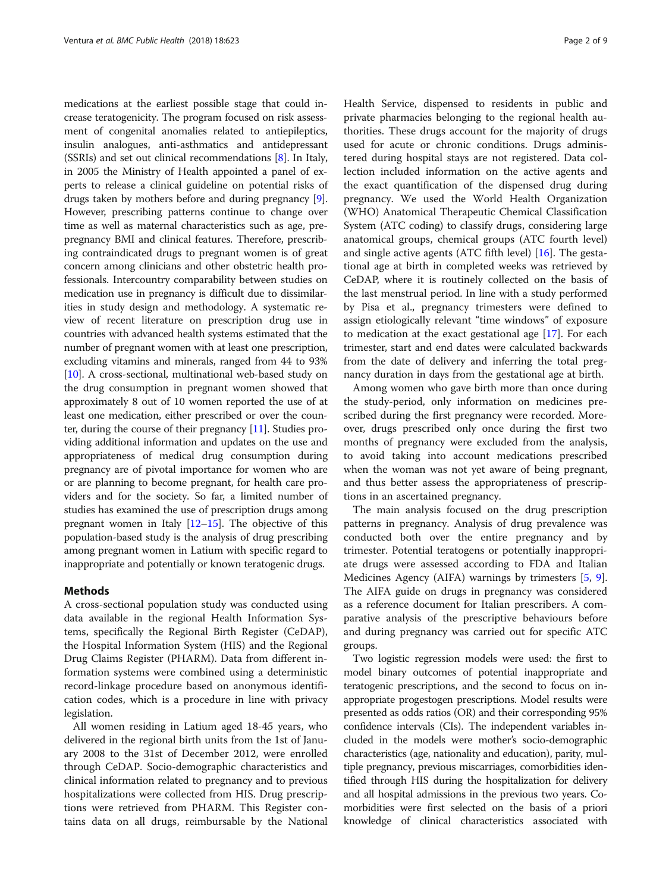medications at the earliest possible stage that could increase teratogenicity. The program focused on risk assessment of congenital anomalies related to antiepileptics, insulin analogues, anti-asthmatics and antidepressant (SSRIs) and set out clinical recommendations [8]. In Italy, in 2005 the Ministry of Health appointed a panel of experts to release a clinical guideline on potential risks of drugs taken by mothers before and during pregnancy [9]. However, prescribing patterns continue to change over time as well as maternal characteristics such as age, pre-pregnancy BMI and clinical features. Therefore, prescribing contraindicated drugs to pregnant women is of great concern among clinicians and other obstetric health professionals. Intercountry comparability between studies on medication use in pregnancy is difficult due to dissimilarities in study design and methodology. A systematic review of recent literature on prescription drug use in countries with advanced health systems estimated that the number of pregnant women with at least one prescription, excluding vitamins and minerals, ranged from 44 to 93% [10]. A cross-sectional, multinational web-based study on the drug consumption in pregnant women showed that approximately 8 out of 10 women reported the use of at least one medication, either prescribed or over the counter, during the course of their pregnancy [11]. Studies providing additional information and updates on the use and appropriateness of medical drug consumption during pregnancy are of pivotal importance for women who are or are planning to become pregnant, for health care providers and for the society. So far, a limited number of studies has examined the use of prescription drugs among pregnant women in Italy [12–15]. The objective of this population-based study is the analysis of drug prescribing among pregnant women in Latium with specific regard to inappropriate and potentially or known teratogenic drugs.

## Methods

A cross-sectional population study was conducted using data available in the regional Health Information Systems, specifically the Regional Birth Register (CeDAP), the Hospital Information System (HIS) and the Regional Drug Claims Register (PHARM). Data from different information systems were combined using a deterministic record-linkage procedure based on anonymous identification codes, which is a procedure in line with privacy legislation.

All women residing in Latium aged 18-45 years, who delivered in the regional birth units from the 1st of January 2008 to the 31st of December 2012, were enrolled through CeDAP. Socio-demographic characteristics and clinical information related to pregnancy and to previous hospitalizations were collected from HIS. Drug prescriptions were retrieved from PHARM. This Register contains data on all drugs, reimbursable by the National Health Service, dispensed to residents in public and private pharmacies belonging to the regional health authorities. These drugs account for the majority of drugs used for acute or chronic conditions. Drugs administered during hospital stays are not registered. Data collection included information on the active agents and the exact quantification of the dispensed drug during pregnancy. We used the World Health Organization (WHO) Anatomical Therapeutic Chemical Classification System (ATC coding) to classify drugs, considering large anatomical groups, chemical groups (ATC fourth level) and single active agents (ATC fifth level) [16]. The gestational age at birth in completed weeks was retrieved by CeDAP, where it is routinely collected on the basis of the last menstrual period. In line with a study performed by Pisa et al., pregnancy trimesters were defined to assign etiologically relevant "time windows" of exposure to medication at the exact gestational age [17]. For each trimester, start and end dates were calculated backwards from the date of delivery and inferring the total pregnancy duration in days from the gestational age at birth.

Among women who gave birth more than once during the study-period, only information on medicines prescribed during the first pregnancy were recorded. Moreover, drugs prescribed only once during the first two months of pregnancy were excluded from the analysis, to avoid taking into account medications prescribed when the woman was not yet aware of being pregnant, and thus better assess the appropriateness of prescriptions in an ascertained pregnancy.

The main analysis focused on the drug prescription patterns in pregnancy. Analysis of drug prevalence was conducted both over the entire pregnancy and by trimester. Potential teratogens or potentially inappropriate drugs were assessed according to FDA and Italian Medicines Agency (AIFA) warnings by trimesters [5, 9]. The AIFA guide on drugs in pregnancy was considered as a reference document for Italian prescribers. A comparative analysis of the prescriptive behaviours before and during pregnancy was carried out for specific ATC groups.

Two logistic regression models were used: the first to model binary outcomes of potential inappropriate and teratogenic prescriptions, and the second to focus on inappropriate progestogen prescriptions. Model results were presented as odds ratios (OR) and their corresponding 95% confidence intervals (CIs). The independent variables included in the models were mother's socio-demographic characteristics (age, nationality and education), parity, multiple pregnancy, previous miscarriages, comorbidities identified through HIS during the hospitalization for delivery and all hospital admissions in the previous two years. Comorbidities were first selected on the basis of a priori knowledge of clinical characteristics associated with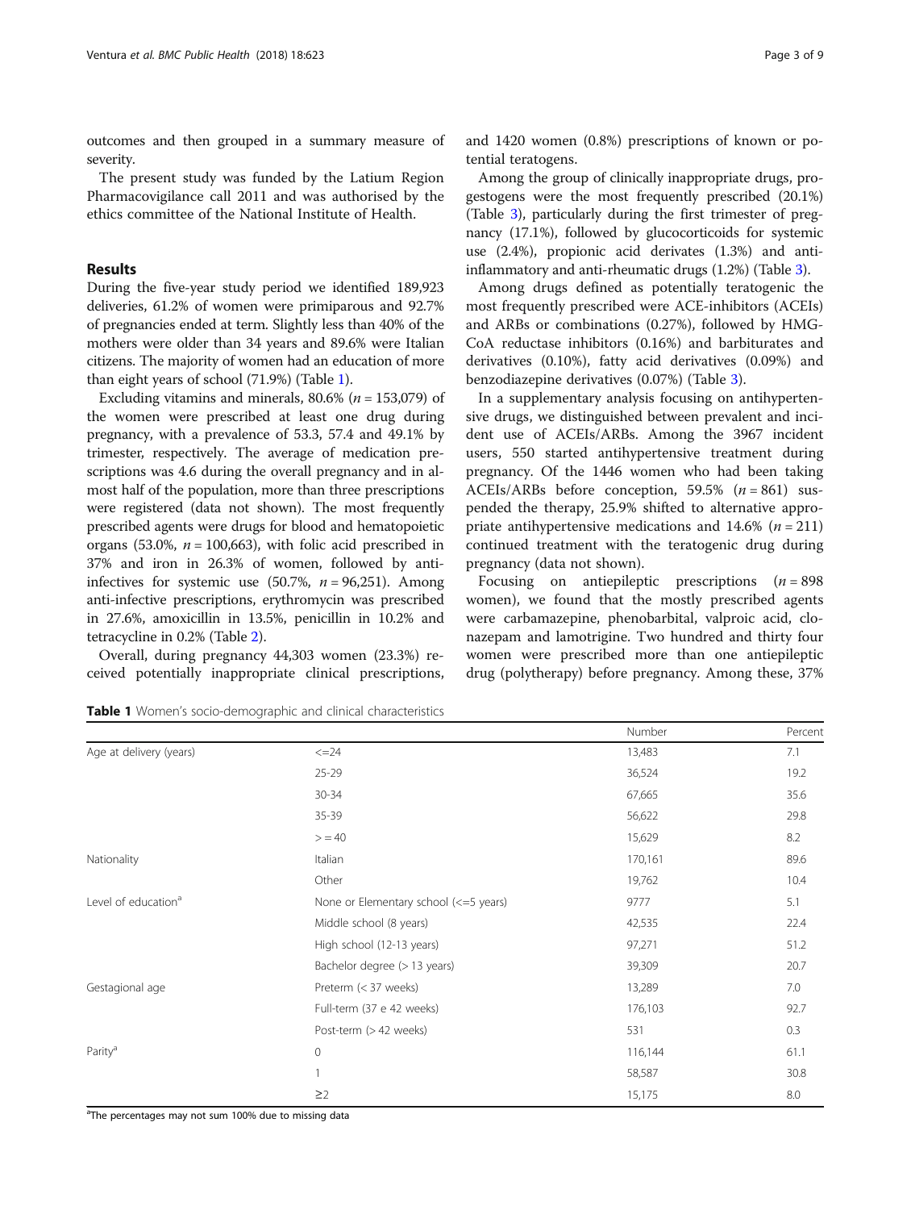outcomes and then grouped in a summary measure of severity.

The present study was funded by the Latium Region Pharmacovigilance call 2011 and was authorised by the ethics committee of the National Institute of Health.

## Results

During the five-year study period we identified 189,923 deliveries, 61.2% of women were primiparous and 92.7% of pregnancies ended at term. Slightly less than 40% of the mothers were older than 34 years and 89.6% were Italian citizens. The majority of women had an education of more than eight years of school (71.9%) (Table 1).

Excluding vitamins and minerals, 80.6% ($n = 153{,}079$) of the women were prescribed at least one drug during pregnancy, with a prevalence of 53.3, 57.4 and 49.1% by trimester, respectively. The average of medication prescriptions was 4.6 during the overall pregnancy and in almost half of the population, more than three prescriptions were registered (data not shown). The most frequently prescribed agents were drugs for blood and hematopoietic organs (53.0%, $n = 100{,}663$), with folic acid prescribed in 37% and iron in 26.3% of women, followed by anti-infectives for systemic use (50.7%, $n = 96{,}251$). Among anti-infective prescriptions, erythromycin was prescribed in 27.6%, amoxicillin in 13.5%, penicillin in 10.2% and tetracycline in 0.2% (Table 2).

Overall, during pregnancy 44,303 women (23.3%) received potentially inappropriate clinical prescriptions, and 1420 women (0.8%) prescriptions of known or potential teratogens.

Among the group of clinically inappropriate drugs, progestogens were the most frequently prescribed (20.1%) (Table 3), particularly during the first trimester of pregnancy (17.1%), followed by glucocorticoids for systemic use (2.4%), propionic acid derivates (1.3%) and anti-inflammatory and anti-rheumatic drugs (1.2%) (Table 3).

Among drugs defined as potentially teratogenic the most frequently prescribed were ACE-inhibitors (ACEIs) and ARBs or combinations (0.27%), followed by HMG-CoA reductase inhibitors (0.16%) and barbiturates and derivatives (0.10%), fatty acid derivatives (0.09%) and benzodiazepine derivatives (0.07%) (Table 3).

In a supplementary analysis focusing on antihypertensive drugs, we distinguished between prevalent and incident use of ACEIs/ARBs. Among the 3967 incident users, 550 started antihypertensive treatment during pregnancy. Of the 1446 women who had been taking ACEIs/ARBs before conception, 59.5% ($n = 861$) suspended the therapy, 25.9% shifted to alternative appropriate antihypertensive medications and 14.6% ($n = 211$) continued treatment with the teratogenic drug during pregnancy (data not shown).

Focusing on antiepileptic prescriptions ($n = 898$ women), we found that the mostly prescribed agents were carbamazepine, phenobarbital, valproic acid, clonazepam and lamotrigine. Two hundred and thirty four women were prescribed more than one antiepileptic drug (polytherapy) before pregnancy. Among these, 37%

**Table 1** Women's socio-demographic and clinical characteristics

| | | Number | Percent |
|---|---|---|---|
| Age at delivery (years) | <=24 | 13,483 | 7.1 |
| | 25-29 | 36,524 | 19.2 |
| | 30-34 | 67,665 | 35.6 |
| | 35-39 | 56,622 | 29.8 |
| | > = 40 | 15,629 | 8.2 |
| Nationality | Italian | 170,161 | 89.6 |
| | Other | 19,762 | 10.4 |
| Level of education[a] | None or Elementary school (<=5 years) | 9777 | 5.1 |
| | Middle school (8 years) | 42,535 | 22.4 |
| | High school (12-13 years) | 97,271 | 51.2 |
| | Bachelor degree (> 13 years) | 39,309 | 20.7 |
| Gestational age | Preterm (< 37 weeks) | 13,289 | 7.0 |
| | Full-term (37 e 42 weeks) | 176,103 | 92.7 |
| | Post-term (> 42 weeks) | 531 | 0.3 |
| Parity[a] | 0 | 116,144 | 61.1 |
| | 1 | 58,587 | 30.8 |
| | ≥2 | 15,175 | 8.0 |

[a]The percentages may not sum 100% due to missing data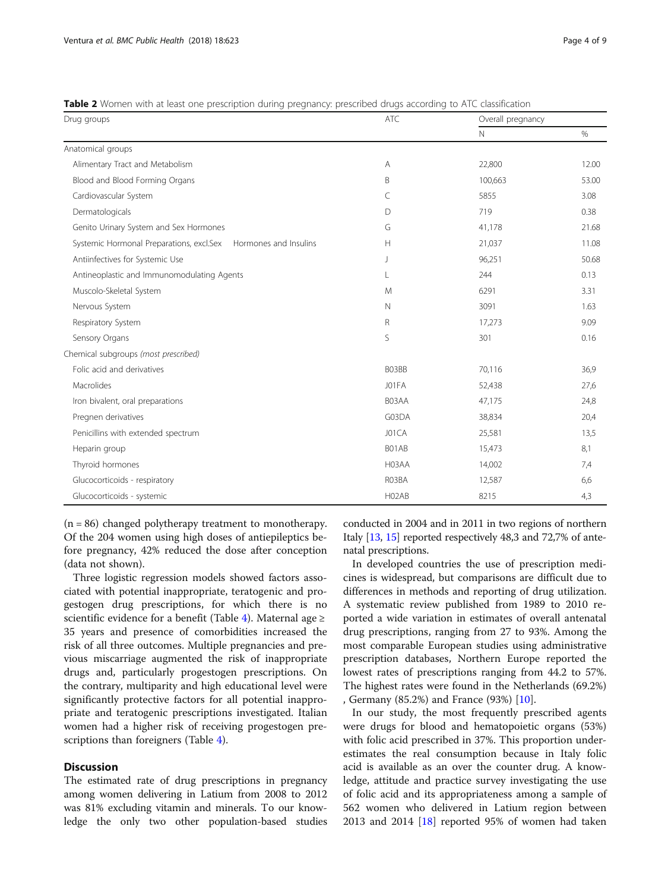**Table 2** Women with at least one prescription during pregnancy: prescribed drugs according to ATC classification

| Drug groups | ATC | Overall pregnancy | |
|---|---|---|---|
| | | N | % |
| Anatomical groups | | | |
| Alimentary Tract and Metabolism | A | 22,800 | 12.00 |
| Blood and Blood Forming Organs | B | 100,663 | 53.00 |
| Cardiovascular System | C | 5855 | 3.08 |
| Dermatologicals | D | 719 | 0.38 |
| Genito Urinary System and Sex Hormones | G | 41,178 | 21.68 |
| Systemic Hormonal Preparations, excl.Sex Hormones and Insulins | H | 21,037 | 11.08 |
| Antiinfectives for Systemic Use | J | 96,251 | 50.68 |
| Antineoplastic and Immunomodulating Agents | L | 244 | 0.13 |
| Muscolo-Skeletal System | M | 6291 | 3.31 |
| Nervous System | N | 3091 | 1.63 |
| Respiratory System | R | 17,273 | 9.09 |
| Sensory Organs | S | 301 | 0.16 |
| Chemical subgroups *(most prescribed)* | | | |
| Folic acid and derivatives | B03BB | 70,116 | 36,9 |
| Macrolides | J01FA | 52,438 | 27,6 |
| Iron bivalent, oral preparations | B03AA | 47,175 | 24,8 |
| Pregnen derivatives | G03DA | 38,834 | 20,4 |
| Penicillins with extended spectrum | J01CA | 25,581 | 13,5 |
| Heparin group | B01AB | 15,473 | 8,1 |
| Thyroid hormones | H03AA | 14,002 | 7,4 |
| Glucocorticoids - respiratory | R03BA | 12,587 | 6,6 |
| Glucocorticoids - systemic | H02AB | 8215 | 4,3 |

(n = 86) changed polytherapy treatment to monotherapy. Of the 204 women using high doses of antiepileptics before pregnancy, 42% reduced the dose after conception (data not shown).

Three logistic regression models showed factors associated with potential inappropriate, teratogenic and progestogen drug prescriptions, for which there is no scientific evidence for a benefit (Table 4). Maternal age ≥ 35 years and presence of comorbidities increased the risk of all three outcomes. Multiple pregnancies and previous miscarriage augmented the risk of inappropriate drugs and, particularly progestogen prescriptions. On the contrary, multiparity and high educational level were significantly protective factors for all potential inappropriate and teratogenic prescriptions investigated. Italian women had a higher risk of receiving progestogen prescriptions than foreigners (Table 4).

## Discussion

The estimated rate of drug prescriptions in pregnancy among women delivering in Latium from 2008 to 2012 was 81% excluding vitamin and minerals. To our knowledge the only two other population-based studies conducted in 2004 and in 2011 in two regions of northern Italy [13, 15] reported respectively 48,3 and 72,7% of antenatal prescriptions.

In developed countries the use of prescription medicines is widespread, but comparisons are difficult due to differences in methods and reporting of drug utilization. A systematic review published from 1989 to 2010 reported a wide variation in estimates of overall antenatal drug prescriptions, ranging from 27 to 93%. Among the most comparable European studies using administrative prescription databases, Northern Europe reported the lowest rates of prescriptions ranging from 44.2 to 57%. The highest rates were found in the Netherlands (69.2%), Germany (85.2%) and France (93%) [10].

In our study, the most frequently prescribed agents were drugs for blood and hematopoietic organs (53%) with folic acid prescribed in 37%. This proportion underestimates the real consumption because in Italy folic acid is available as an over the counter drug. A knowledge, attitude and practice survey investigating the use of folic acid and its appropriateness among a sample of 562 women who delivered in Latium region between 2013 and 2014 [18] reported 95% of women had taken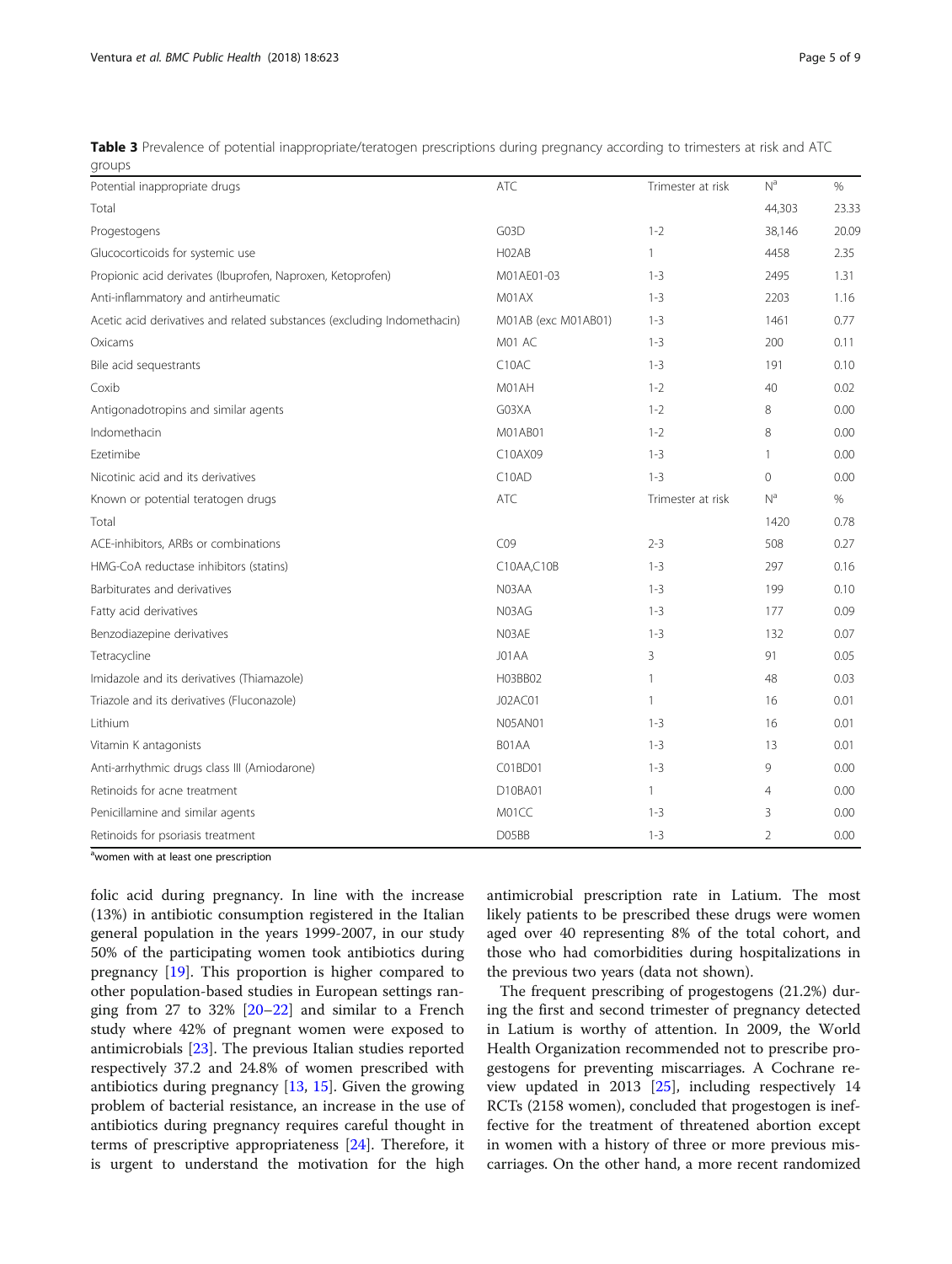**Table 3** Prevalence of potential inappropriate/teratogen prescriptions during pregnancy according to trimesters at risk and ATC groups

| Potential inappropriate drugs | ATC | Trimester at risk | N[a] | % |
|---|---|---|---|---|
| Total | | | 44,303 | 23.33 |
| Progestogens | G03D | 1-2 | 38,146 | 20.09 |
| Glucocorticoids for systemic use | H02AB | 1 | 4458 | 2.35 |
| Propionic acid derivates (Ibuprofen, Naproxen, Ketoprofen) | M01AE01-03 | 1-3 | 2495 | 1.31 |
| Anti-inflammatory and antirheumatic | M01AX | 1-3 | 2203 | 1.16 |
| Acetic acid derivatives and related substances (excluding Indomethacin) | M01AB (exc M01AB01) | 1-3 | 1461 | 0.77 |
| Oxicams | M01 AC | 1-3 | 200 | 0.11 |
| Bile acid sequestrants | C10AC | 1-3 | 191 | 0.10 |
| Coxib | M01AH | 1-2 | 40 | 0.02 |
| Antigonadotropins and similar agents | G03XA | 1-2 | 8 | 0.00 |
| Indomethacin | M01AB01 | 1-2 | 8 | 0.00 |
| Ezetimibe | C10AX09 | 1-3 | 1 | 0.00 |
| Nicotinic acid and its derivatives | C10AD | 1-3 | 0 | 0.00 |
| **Known or potential teratogen drugs** | **ATC** | **Trimester at risk** | **N[a]** | **%** |
| Total | | | 1420 | 0.78 |
| ACE-inhibitors, ARBs or combinations | C09 | 2-3 | 508 | 0.27 |
| HMG-CoA reductase inhibitors (statins) | C10AA,C10B | 1-3 | 297 | 0.16 |
| Barbiturates and derivatives | N03AA | 1-3 | 199 | 0.10 |
| Fatty acid derivatives | N03AG | 1-3 | 177 | 0.09 |
| Benzodiazepine derivatives | N03AE | 1-3 | 132 | 0.07 |
| Tetracycline | J01AA | 3 | 91 | 0.05 |
| Imidazole and its derivatives (Thiamazole) | H03BB02 | 1 | 48 | 0.03 |
| Triazole and its derivatives (Fluconazole) | J02AC01 | 1 | 16 | 0.01 |
| Lithium | N05AN01 | 1-3 | 16 | 0.01 |
| Vitamin K antagonists | B01AA | 1-3 | 13 | 0.01 |
| Anti-arrhythmic drugs class III (Amiodarone) | C01BD01 | 1-3 | 9 | 0.00 |
| Retinoids for acne treatment | D10BA01 | 1 | 4 | 0.00 |
| Penicillamine and similar agents | M01CC | 1-3 | 3 | 0.00 |
| Retinoids for psoriasis treatment | D05BB | 1-3 | 2 | 0.00 |

[a]women with at least one prescription

folic acid during pregnancy. In line with the increase (13%) in antibiotic consumption registered in the Italian general population in the years 1999-2007, in our study 50% of the participating women took antibiotics during pregnancy [19]. This proportion is higher compared to other population-based studies in European settings ranging from 27 to 32% [20–22] and similar to a French study where 42% of pregnant women were exposed to antimicrobials [23]. The previous Italian studies reported respectively 37.2 and 24.8% of women prescribed with antibiotics during pregnancy [13, 15]. Given the growing problem of bacterial resistance, an increase in the use of antibiotics during pregnancy requires careful thought in terms of prescriptive appropriateness [24]. Therefore, it is urgent to understand the motivation for the high antimicrobial prescription rate in Latium. The most likely patients to be prescribed these drugs were women aged over 40 representing 8% of the total cohort, and those who had comorbidities during hospitalizations in the previous two years (data not shown).

The frequent prescribing of progestogens (21.2%) during the first and second trimester of pregnancy detected in Latium is worthy of attention. In 2009, the World Health Organization recommended not to prescribe progestogens for preventing miscarriages. A Cochrane review updated in 2013 [25], including respectively 14 RCTs (2158 women), concluded that progestogen is ineffective for the treatment of threatened abortion except in women with a history of three or more previous miscarriages. On the other hand, a more recent randomized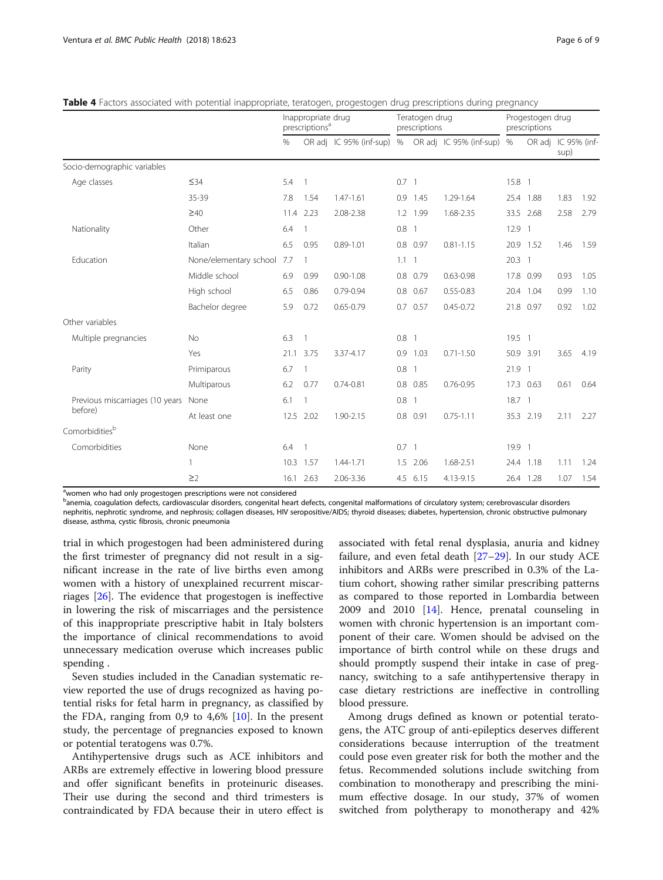**Table 4** Factors associated with potential inappropriate, teratogen, progestogen drug prescriptions during pregnancy

| | | Inappropriate drug prescriptions[a] | | | Teratogen drug prescriptions | | | Progestogen drug prescriptions | | | |
|---|---|---|---|---|---|---|---|---|---|---|---|
| | | % | OR adj | IC 95% (inf-sup) | % | OR adj | IC 95% (inf-sup) | % | OR adj | IC 95% (inf-sup) | |
| Socio-demographic variables | | | | | | | | | | | |
| Age classes | ≤34 | 5.4 | 1 | | 0.7 | 1 | | 15.8 | 1 | | |
| | 35-39 | 7.8 | 1.54 | 1.47-1.61 | 0.9 | 1.45 | 1.29-1.64 | 25.4 | 1.88 | 1.83 | 1.92 |
| | ≥40 | 11.4 | 2.23 | 2.08-2.38 | 1.2 | 1.99 | 1.68-2.35 | 33.5 | 2.68 | 2.58 | 2.79 |
| Nationality | Other | 6.4 | 1 | | 0.8 | 1 | | 12.9 | 1 | | |
| | Italian | 6.5 | 0.95 | 0.89-1.01 | 0.8 | 0.97 | 0.81-1.15 | 20.9 | 1.52 | 1.46 | 1.59 |
| Education | None/elementary school | 7.7 | 1 | | 1.1 | 1 | | 20.3 | 1 | | |
| | Middle school | 6.9 | 0.99 | 0.90-1.08 | 0.8 | 0.79 | 0.63-0.98 | 17.8 | 0.99 | 0.93 | 1.05 |
| | High school | 6.5 | 0.86 | 0.79-0.94 | 0.8 | 0.67 | 0.55-0.83 | 20.4 | 1.04 | 0.99 | 1.10 |
| | Bachelor degree | 5.9 | 0.72 | 0.65-0.79 | 0.7 | 0.57 | 0.45-0.72 | 21.8 | 0.97 | 0.92 | 1.02 |
| Other variables | | | | | | | | | | | |
| Multiple pregnancies | No | 6.3 | 1 | | 0.8 | 1 | | 19.5 | 1 | | |
| | Yes | 21.1 | 3.75 | 3.37-4.17 | 0.9 | 1.03 | 0.71-1.50 | 50.9 | 3.91 | 3.65 | 4.19 |
| Parity | Primiparous | 6.7 | 1 | | 0.8 | 1 | | 21.9 | 1 | | |
| | Multiparous | 6.2 | 0.77 | 0.74-0.81 | 0.8 | 0.85 | 0.76-0.95 | 17.3 | 0.63 | 0.61 | 0.64 |
| Previous miscarriages (10 years before) | None | 6.1 | 1 | | 0.8 | 1 | | 18.7 | 1 | | |
| | At least one | 12.5 | 2.02 | 1.90-2.15 | 0.8 | 0.91 | 0.75-1.11 | 35.3 | 2.19 | 2.11 | 2.27 |
| Comorbidities[b] | | | | | | | | | | | |
| Comorbidities | None | 6.4 | 1 | | 0.7 | 1 | | 19.9 | 1 | | |
| | 1 | 10.3 | 1.57 | 1.44-1.71 | 1.5 | 2.06 | 1.68-2.51 | 24.4 | 1.18 | 1.11 | 1.24 |
| | ≥2 | 16.1 | 2.63 | 2.06-3.36 | 4.5 | 6.15 | 4.13-9.15 | 26.4 | 1.28 | 1.07 | 1.54 |

[a]women who had only progestogen prescriptions were not considered

[b]anemia, coagulation defects, cardiovascular disorders, congenital heart defects, congenital malformations of circulatory system; cerebrovascular disorders nephritis, nephrotic syndrome, and nephrosis; collagen diseases, HIV seropositive/AIDS; thyroid diseases; diabetes, hypertension, chronic obstructive pulmonary disease, asthma, cystic fibrosis, chronic pneumonia

trial in which progestogen had been administered during the first trimester of pregnancy did not result in a significant increase in the rate of live births even among women with a history of unexplained recurrent miscarriages [26]. The evidence that progestogen is ineffective in lowering the risk of miscarriages and the persistence of this inappropriate prescriptive habit in Italy bolsters the importance of clinical recommendations to avoid unnecessary medication overuse which increases public spending .

Seven studies included in the Canadian systematic review reported the use of drugs recognized as having potential risks for fetal harm in pregnancy, as classified by the FDA, ranging from 0,9 to 4,6% [10]. In the present study, the percentage of pregnancies exposed to known or potential teratogens was 0.7%.

Antihypertensive drugs such as ACE inhibitors and ARBs are extremely effective in lowering blood pressure and offer significant benefits in proteinuric diseases. Their use during the second and third trimesters is contraindicated by FDA because their in utero effect is associated with fetal renal dysplasia, anuria and kidney failure, and even fetal death [27–29]. In our study ACE inhibitors and ARBs were prescribed in 0.3% of the Latium cohort, showing rather similar prescribing patterns as compared to those reported in Lombardia between 2009 and 2010 [14]. Hence, prenatal counseling in women with chronic hypertension is an important component of their care. Women should be advised on the importance of birth control while on these drugs and should promptly suspend their intake in case of pregnancy, switching to a safe antihypertensive therapy in case dietary restrictions are ineffective in controlling blood pressure.

Among drugs defined as known or potential teratogens, the ATC group of anti-epileptics deserves different considerations because interruption of the treatment could pose even greater risk for both the mother and the fetus. Recommended solutions include switching from combination to monotherapy and prescribing the minimum effective dosage. In our study, 37% of women switched from polytherapy to monotherapy and 42%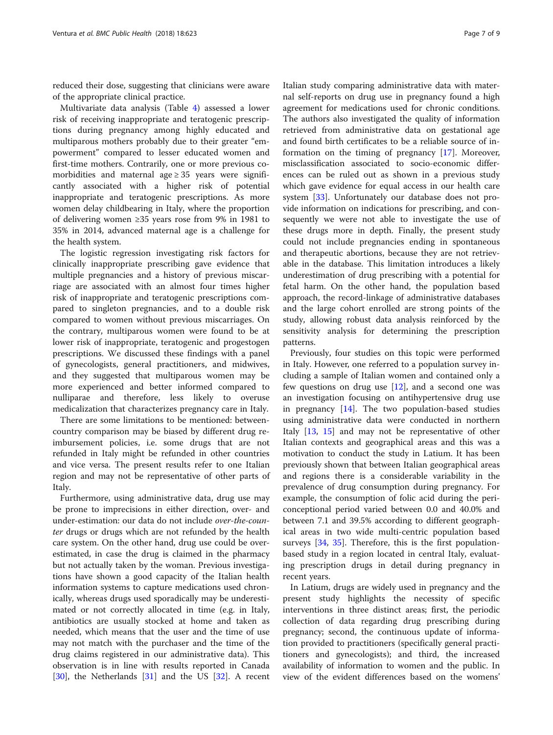reduced their dose, suggesting that clinicians were aware of the appropriate clinical practice.

Multivariate data analysis (Table 4) assessed a lower risk of receiving inappropriate and teratogenic prescriptions during pregnancy among highly educated and multiparous mothers probably due to their greater "empowerment" compared to lesser educated women and first-time mothers. Contrarily, one or more previous comorbidities and maternal age ≥ 35 years were significantly associated with a higher risk of potential inappropriate and teratogenic prescriptions. As more women delay childbearing in Italy, where the proportion of delivering women ≥35 years rose from 9% in 1981 to 35% in 2014, advanced maternal age is a challenge for the health system.

The logistic regression investigating risk factors for clinically inappropriate prescribing gave evidence that multiple pregnancies and a history of previous miscarriage are associated with an almost four times higher risk of inappropriate and teratogenic prescriptions compared to singleton pregnancies, and to a double risk compared to women without previous miscarriages. On the contrary, multiparous women were found to be at lower risk of inappropriate, teratogenic and progestogen prescriptions. We discussed these findings with a panel of gynecologists, general practitioners, and midwives, and they suggested that multiparous women may be more experienced and better informed compared to nulliparae and therefore, less likely to overuse medicalization that characterizes pregnancy care in Italy.

There are some limitations to be mentioned: between-country comparison may be biased by different drug reimbursement policies, i.e. some drugs that are not refunded in Italy might be refunded in other countries and vice versa. The present results refer to one Italian region and may not be representative of other parts of Italy.

Furthermore, using administrative data, drug use may be prone to imprecisions in either direction, over- and under-estimation: our data do not include *over-the-counter* drugs or drugs which are not refunded by the health care system. On the other hand, drug use could be overestimated, in case the drug is claimed in the pharmacy but not actually taken by the woman. Previous investigations have shown a good capacity of the Italian health information systems to capture medications used chronically, whereas drugs used sporadically may be underestimated or not correctly allocated in time (e.g. in Italy, antibiotics are usually stocked at home and taken as needed, which means that the user and the time of use may not match with the purchaser and the time of the drug claims registered in our administrative data). This observation is in line with results reported in Canada [30], the Netherlands [31] and the US [32]. A recent Italian study comparing administrative data with maternal self-reports on drug use in pregnancy found a high agreement for medications used for chronic conditions. The authors also investigated the quality of information retrieved from administrative data on gestational age and found birth certificates to be a reliable source of information on the timing of pregnancy [17]. Moreover, misclassification associated to socio-economic differences can be ruled out as shown in a previous study which gave evidence for equal access in our health care system [33]. Unfortunately our database does not provide information on indications for prescribing, and consequently we were not able to investigate the use of these drugs more in depth. Finally, the present study could not include pregnancies ending in spontaneous and therapeutic abortions, because they are not retrievable in the database. This limitation introduces a likely underestimation of drug prescribing with a potential for fetal harm. On the other hand, the population based approach, the record-linkage of administrative databases and the large cohort enrolled are strong points of the study, allowing robust data analysis reinforced by the sensitivity analysis for determining the prescription patterns.

Previously, four studies on this topic were performed in Italy. However, one referred to a population survey including a sample of Italian women and contained only a few questions on drug use [12], and a second one was an investigation focusing on antihypertensive drug use in pregnancy [14]. The two population-based studies using administrative data were conducted in northern Italy [13, 15] and may not be representative of other Italian contexts and geographical areas and this was a motivation to conduct the study in Latium. It has been previously shown that between Italian geographical areas and regions there is a considerable variability in the prevalence of drug consumption during pregnancy. For example, the consumption of folic acid during the periconceptional period varied between 0.0 and 40.0% and between 7.1 and 39.5% according to different geographical areas in two wide multi-centric population based surveys [34, 35]. Therefore, this is the first population-based study in a region located in central Italy, evaluating prescription drugs in detail during pregnancy in recent years.

In Latium, drugs are widely used in pregnancy and the present study highlights the necessity of specific interventions in three distinct areas; first, the periodic collection of data regarding drug prescribing during pregnancy; second, the continuous update of information provided to practitioners (specifically general practitioners and gynecologists); and third, the increased availability of information to women and the public. In view of the evident differences based on the womens'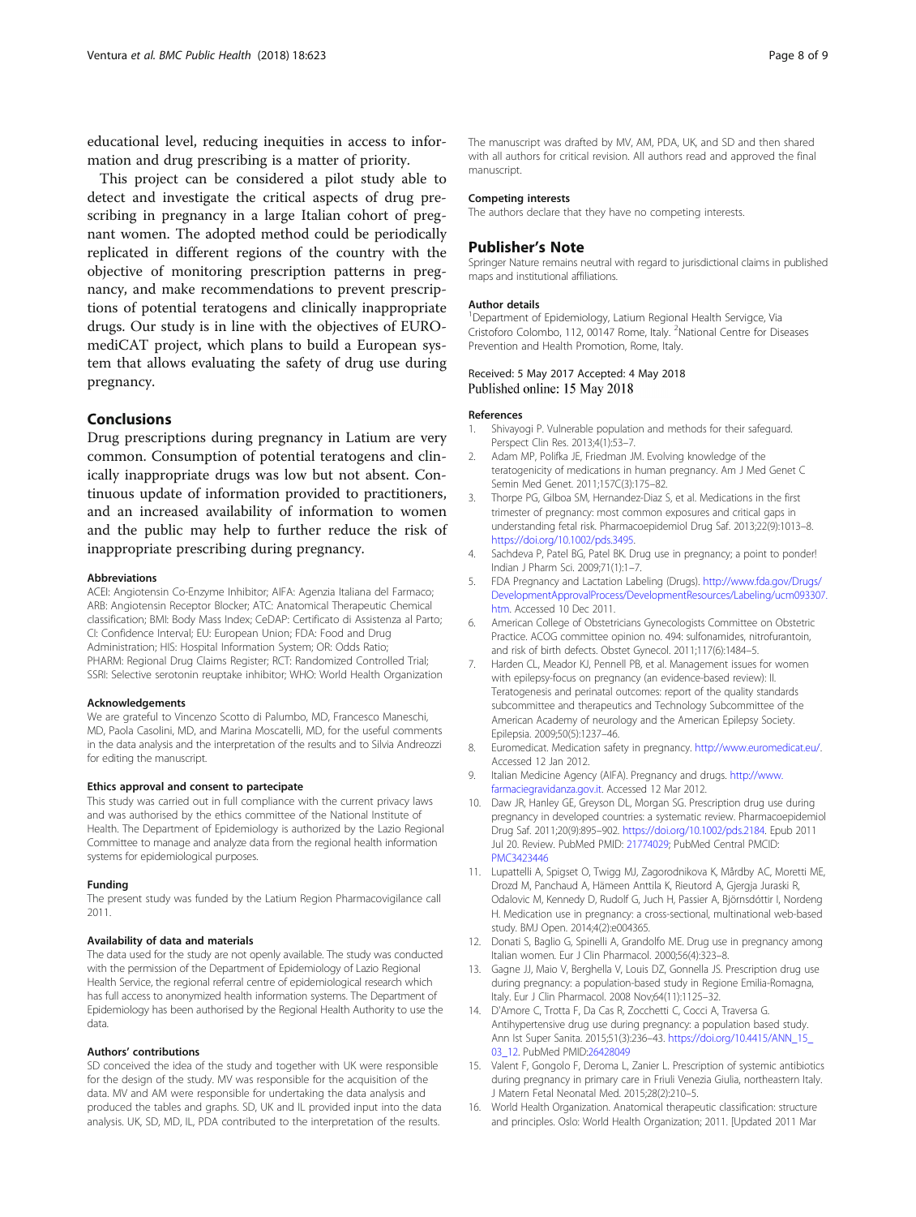educational level, reducing inequities in access to information and drug prescribing is a matter of priority.

This project can be considered a pilot study able to detect and investigate the critical aspects of drug prescribing in pregnancy in a large Italian cohort of pregnant women. The adopted method could be periodically replicated in different regions of the country with the objective of monitoring prescription patterns in pregnancy, and make recommendations to prevent prescriptions of potential teratogens and clinically inappropriate drugs. Our study is in line with the objectives of EUROmediCAT project, which plans to build a European system that allows evaluating the safety of drug use during pregnancy.

## Conclusions

Drug prescriptions during pregnancy in Latium are very common. Consumption of potential teratogens and clinically inappropriate drugs was low but not absent. Continuous update of information provided to practitioners, and an increased availability of information to women and the public may help to further reduce the risk of inappropriate prescribing during pregnancy.

#### Abbreviations

ACEI: Angiotensin Co-Enzyme Inhibitor; AIFA: Agenzia Italiana del Farmaco; ARB: Angiotensin Receptor Blocker; ATC: Anatomical Therapeutic Chemical classification; BMI: Body Mass Index; CeDAP: Certificato di Assistenza al Parto; CI: Confidence Interval; EU: European Union; FDA: Food and Drug Administration; HIS: Hospital Information System; OR: Odds Ratio; PHARM: Regional Drug Claims Register; RCT: Randomized Controlled Trial; SSRI: Selective serotonin reuptake inhibitor; WHO: World Health Organization

#### Acknowledgements

We are grateful to Vincenzo Scotto di Palumbo, MD, Francesco Maneschi, MD, Paola Casolini, MD, and Marina Moscatelli, MD, for the useful comments in the data analysis and the interpretation of the results and to Silvia Andreozzi for editing the manuscript.

#### Ethics approval and consent to partecipate

This study was carried out in full compliance with the current privacy laws and was authorised by the ethics committee of the National Institute of Health. The Department of Epidemiology is authorized by the Lazio Regional Committee to manage and analyze data from the regional health information systems for epidemiological purposes.

#### Funding

The present study was funded by the Latium Region Pharmacovigilance call 2011.

#### Availability of data and materials

The data used for the study are not openly available. The study was conducted with the permission of the Department of Epidemiology of Lazio Regional Health Service, the regional referral centre of epidemiological research which has full access to anonymized health information systems. The Department of Epidemiology has been authorised by the Regional Health Authority to use the data.

#### Authors' contributions

SD conceived the idea of the study and together with UK were responsible for the design of the study. MV was responsible for the acquisition of the data. MV and AM were responsible for undertaking the data analysis and produced the tables and graphs. SD, UK and IL provided input into the data analysis. UK, SD, MD, IL, PDA contributed to the interpretation of the results. The manuscript was drafted by MV, AM, PDA, UK, and SD and then shared with all authors for critical revision. All authors read and approved the final manuscript.

#### Competing interests

The authors declare that they have no competing interests.

## Publisher's Note

Springer Nature remains neutral with regard to jurisdictional claims in published maps and institutional affiliations.

#### Author details

[1]Department of Epidemiology, Latium Regional Health Servigce, Via Cristoforo Colombo, 112, 00147 Rome, Italy. [2]National Centre for Diseases Prevention and Health Promotion, Rome, Italy.

Received: 5 May 2017 Accepted: 4 May 2018
Published online: 15 May 2018

#### References

1. Shivayogi P. Vulnerable population and methods for their safeguard. Perspect Clin Res. 2013;4(1):53–7.
2. Adam MP, Polifka JE, Friedman JM. Evolving knowledge of the teratogenicity of medications in human pregnancy. Am J Med Genet C Semin Med Genet. 2011;157C(3):175–82.
3. Thorpe PG, Gilboa SM, Hernandez-Diaz S, et al. Medications in the first trimester of pregnancy: most common exposures and critical gaps in understanding fetal risk. Pharmacoepidemiol Drug Saf. 2013;22(9):1013–8. https://doi.org/10.1002/pds.3495.
4. Sachdeva P, Patel BG, Patel BK. Drug use in pregnancy; a point to ponder! Indian J Pharm Sci. 2009;71(1):1–7.
5. FDA Pregnancy and Lactation Labeling (Drugs). http://www.fda.gov/Drugs/DevelopmentApprovalProcess/DevelopmentResources/Labeling/ucm093307.htm. Accessed 10 Dec 2011.
6. American College of Obstetricians Gynecologists Committee on Obstetric Practice. ACOG committee opinion no. 494: sulfonamides, nitrofurantoin, and risk of birth defects. Obstet Gynecol. 2011;117(6):1484–5.
7. Harden CL, Meador KJ, Pennell PB, et al. Management issues for women with epilepsy-focus on pregnancy (an evidence-based review): II. Teratogenesis and perinatal outcomes: report of the quality standards subcommittee and therapeutics and Technology Subcommittee of the American Academy of neurology and the American Epilepsy Society. Epilepsia. 2009;50(5):1237–46.
8. Euromedicat. Medication safety in pregnancy. http://www.euromedicat.eu/. Accessed 12 Jan 2012.
9. Italian Medicine Agency (AIFA). Pregnancy and drugs. http://www.farmaciegravidanza.gov.it. Accessed 12 Mar 2012.
10. Daw JR, Hanley GE, Greyson DL, Morgan SG. Prescription drug use during pregnancy in developed countries: a systematic review. Pharmacoepidemiol Drug Saf. 2011;20(9):895–902. https://doi.org/10.1002/pds.2184. Epub 2011 Jul 20. Review. PubMed PMID: 21774029; PubMed Central PMCID: PMC3423446
11. Lupattelli A, Spigset O, Twigg MJ, Zagorodnikova K, Mårdby AC, Moretti ME, Drozd M, Panchaud A, Hämeen Anttila K, Rieutord A, Gjergja Juraski R, Odalovic M, Kennedy D, Rudolf G, Juch H, Passier A, Björnsdóttir I, Nordeng H. Medication use in pregnancy: a cross-sectional, multinational web-based study. BMJ Open. 2014;4(2):e004365.
12. Donati S, Baglio G, Spinelli A, Grandolfo ME. Drug use in pregnancy among Italian women. Eur J Clin Pharmacol. 2000;56(4):323–8.
13. Gagne JJ, Maio V, Berghella V, Louis DZ, Gonnella JS. Prescription drug use during pregnancy: a population-based study in Regione Emilia-Romagna, Italy. Eur J Clin Pharmacol. 2008 Nov;64(11):1125–32.
14. D'Amore C, Trotta F, Da Cas R, Zocchetti C, Cocci A, Traversa G. Antihypertensive drug use during pregnancy: a population based study. Ann Ist Super Sanita. 2015;51(3):236–43. https://doi.org/10.4415/ANN_15_03_12. PubMed PMID:26428049
15. Valent F, Gongolo F, Deroma L, Zanier L. Prescription of systemic antibiotics during pregnancy in primary care in Friuli Venezia Giulia, northeastern Italy. J Matern Fetal Neonatal Med. 2015;28(2):210–5.
16. World Health Organization. Anatomical therapeutic classification: structure and principles. Oslo: World Health Organization; 2011. [Updated 2011 Mar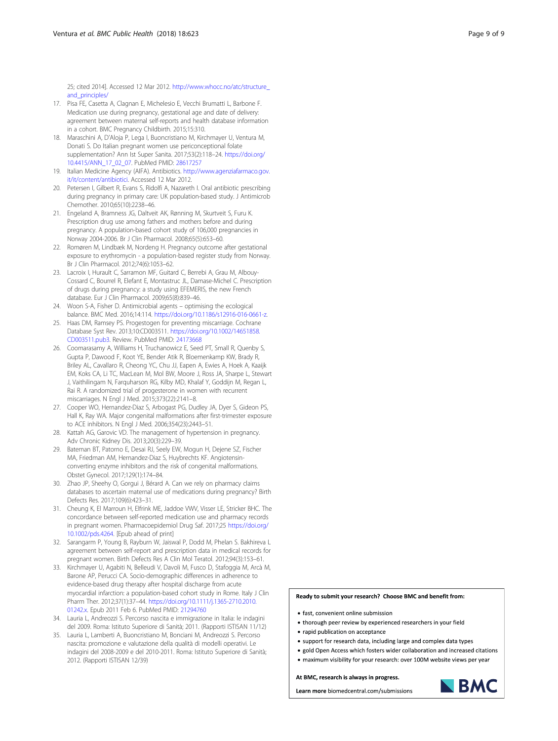25; cited 2014]. Accessed 12 Mar 2012. http://www.whocc.no/atc/structure_and_principles/

17. Pisa FE, Casetta A, Clagnan E, Michelesio E, Vecchi Brumatti L, Barbone F. Medication use during pregnancy, gestational age and date of delivery: agreement between maternal self-reports and health database information in a cohort. BMC Pregnancy Childbirth. 2015;15:310.
18. Maraschini A, D'Aloja P, Lega I, Buoncristiano M, Kirchmayer U, Ventura M, Donati S. Do Italian pregnant women use periconceptional folate supplementation? Ann Ist Super Sanita. 2017;53(2):118–24. https://doi.org/10.4415/ANN_17_02_07. PubMed PMID: 28617257
19. Italian Medicine Agency (AIFA). Antibiotics. http://www.agenziafarmaco.gov.it/it/content/antibiotici. Accessed 12 Mar 2012.
20. Petersen I, Gilbert R, Evans S, Ridolfi A, Nazareth I. Oral antibiotic prescribing during pregnancy in primary care: UK population-based study. J Antimicrob Chemother. 2010;65(10):2238–46.
21. Engeland A, Bramness JG, Daltveit AK, Rønning M, Skurtveit S, Furu K. Prescription drug use among fathers and mothers before and during pregnancy. A population-based cohort study of 106,000 pregnancies in Norway 2004-2006. Br J Clin Pharmacol. 2008;65(5):653–60.
22. Romøren M, Lindbæk M, Nordeng H. Pregnancy outcome after gestational exposure to erythromycin - a population-based register study from Norway. Br J Clin Pharmacol. 2012;74(6):1053–62.
23. Lacroix I, Hurault C, Sarramon MF, Guitard C, Berrebi A, Grau M, Albouy-Cossard C, Bourrel R, Elefant E, Montastruc JL, Damase-Michel C. Prescription of drugs during pregnancy: a study using EFEMERIS, the new French database. Eur J Clin Pharmacol. 2009;65(8):839–46.
24. Woon S-A, Fisher D. Antimicrobial agents – optimising the ecological balance. BMC Med. 2016;14:114. https://doi.org/10.1186/s12916-016-0661-z.
25. Haas DM, Ramsey PS. Progestogen for preventing miscarriage. Cochrane Database Syst Rev. 2013;10:CD003511. https://doi.org/10.1002/14651858.CD003511.pub3. Review. PubMed PMID: 24173668
26. Coomarasamy A, Williams H, Truchanowicz E, Seed PT, Small R, Quenby S, Gupta P, Dawood F, Koot YE, Bender Atik R, Bloemenkamp KW, Brady R, Briley AL, Cavallaro R, Cheong YC, Chu JJ, Eapen A, Ewies A, Hoek A, Kaaijk EM, Koks CA, Li TC, MacLean M, Mol BW, Moore J, Ross JA, Sharpe L, Stewart J, Vaithilingam N, Farquharson RG, Kilby MD, Khalaf Y, Goddijn M, Regan L, Rai R. A randomized trial of progesterone in women with recurrent miscarriages. N Engl J Med. 2015;373(22):2141–8.
27. Cooper WO, Hernandez-Diaz S, Arbogast PG, Dudley JA, Dyer S, Gideon PS, Hall K, Ray WA. Major congenital malformations after first-trimester exposure to ACE inhibitors. N Engl J Med. 2006;354(23):2443–51.
28. Kattah AG, Garovic VD. The management of hypertension in pregnancy. Adv Chronic Kidney Dis. 2013;20(3):229–39.
29. Bateman BT, Patorno E, Desai RJ, Seely EW, Mogun H, Dejene SZ, Fischer MA, Friedman AM, Hernandez-Diaz S, Huybrechts KF. Angiotensin-converting enzyme inhibitors and the risk of congenital malformations. Obstet Gynecol. 2017;129(1):174–84.
30. Zhao JP, Sheehy O, Gorgui J, Bérard A. Can we rely on pharmacy claims databases to ascertain maternal use of medications during pregnancy? Birth Defects Res. 2017;109(6):423–31.
31. Cheung K, El Marroun H, Elfrink ME, Jaddoe VWV, Visser LE, Stricker BHC. The concordance between self-reported medication use and pharmacy records in pregnant women. Pharmacoepidemiol Drug Saf. 2017;25 https://doi.org/10.1002/pds.4264. [Epub ahead of print]
32. Sarangarm P, Young B, Rayburn W, Jaiswal P, Dodd M, Phelan S. Bakhireva L agreement between self-report and prescription data in medical records for pregnant women. Birth Defects Res A Clin Mol Teratol. 2012;94(3):153–61.
33. Kirchmayer U, Agabiti N, Belleudi V, Davoli M, Fusco D, Stafoggia M, Arcà M, Barone AP, Perucci CA. Socio-demographic differences in adherence to evidence-based drug therapy after hospital discharge from acute myocardial infarction: a population-based cohort study in Rome. Italy J Clin Pharm Ther. 2012;37(1):37–44. https://doi.org/10.1111/j.1365-2710.2010.01242.x. Epub 2011 Feb 6. PubMed PMID: 21294760
34. Lauria L, Andreozzi S. Percorso nascita e immigrazione in Italia: le indagini del 2009. Roma: Istituto Superiore di Sanità; 2011. (Rapporti ISTISAN 11/12)
35. Lauria L, Lamberti A, Buoncristiano M, Bonciani M, Andreozzi S. Percorso nascita: promozione e valutazione della qualità di modelli operativi. Le indagini del 2008-2009 e del 2010-2011. Roma: Istituto Superiore di Sanità; 2012. (Rapporti ISTISAN 12/39)

**Ready to submit your research? Choose BMC and benefit from:**

- fast, convenient online submission
- thorough peer review by experienced researchers in your field
- rapid publication on acceptance
- support for research data, including large and complex data types
- gold Open Access which fosters wider collaboration and increased citations
- maximum visibility for your research: over 100M website views per year

**At BMC, research is always in progress.**

**Learn more** biomedcentral.com/submissions

BMC